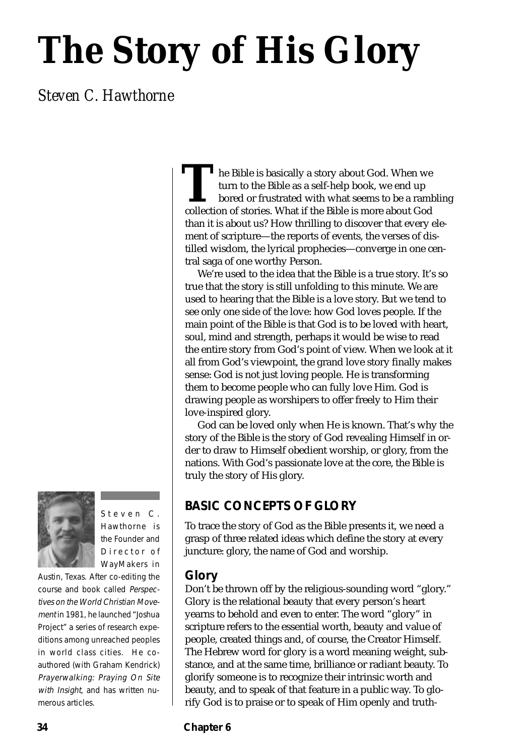# The Story of His Glory

*Steven C. Hawthorne*

Steven C. Hawthorne is the Founder and Director of WayMakers in Austin, Texas. After co-editing the course and book called *Perspectives on the World Christian Movement* in 1981, he launched "Joshua Project" a series of research expeditions among unreached peoples in world class cities. He co-authored (with Graham Kendrick) *Prayerwalking: Praying On Site with Insight*, and has written numerous articles.

The Bible is basically a story about God. When we turn to the Bible as a self-help book, we end up bored or frustrated with what seems to be a rambling collection of stories. What if the Bible is more about God than it is about us? How thrilling to discover that every element of scripture—the reports of events, the verses of distilled wisdom, the lyrical prophecies—converge in one central saga of one worthy Person.

We're used to the idea that the Bible is a true story. It's so true that the story is still unfolding to this minute. We are used to hearing that the Bible is a love story. But we tend to see only one side of the love: how God loves people. If the main point of the Bible is that God is to be loved with heart, soul, mind and strength, perhaps it would be wise to read the entire story from God's point of view. When we look at it all from God's viewpoint, the grand love story finally makes sense: God is not just loving people. He is transforming them to become people who can fully love Him. God is drawing people as worshipers to offer freely to Him their love-inspired glory.

God can be loved only when He is known. That's why the story of the Bible is the story of God revealing Himself in order to draw to Himself obedient worship, or glory, from the nations. With God's passionate love at the core, the Bible is truly the story of His glory.

## BASIC CONCEPTS OF GLORY

To trace the story of God as the Bible presents it, we need a grasp of three related ideas which define the story at every juncture: glory, the name of God and worship.

### Glory

Don't be thrown off by the religious-sounding word "glory." Glory is the relational beauty that every person's heart yearns to behold and even to enter. The word "glory" in scripture refers to the essential worth, beauty and value of people, created things and, of course, the Creator Himself. The Hebrew word for glory is a word meaning weight, substance, and at the same time, brilliance or radiant beauty. To glorify someone is to recognize their intrinsic worth and beauty, and to speak of that feature in a public way. To glorify God is to praise or to speak of Him openly and truth-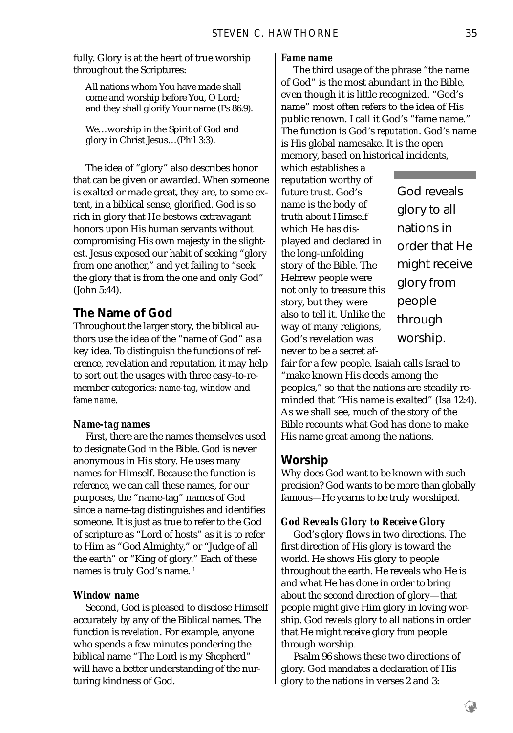fully. Glory is at the heart of true worship throughout the Scriptures:

> All nations whom You have made shall come and worship before You, O Lord; and they shall glorify Your name (Ps 86:9).
>
> We…worship in the Spirit of God and glory in Christ Jesus…(Phil 3:3).

The idea of "glory" also describes honor that can be given or awarded. When someone is exalted or made great, they are, to some extent, in a biblical sense, glorified. God is so rich in glory that He bestows extravagant honors upon His human servants without compromising His own majesty in the slightest. Jesus exposed our habit of seeking "glory from one another," and yet failing to "seek the glory that is from the one and only God" (John 5:44).

## The Name of God

Throughout the larger story, the biblical authors use the idea of the "name of God" as a key idea. To distinguish the functions of reference, revelation and reputation, it may help to sort out the usages with three easy-to-remember categories: *name-tag*, *window* and *fame name*.

### Name-tag names

First, there are the names themselves used to designate God in the Bible. God is never anonymous in His story. He uses many names for Himself. Because the function is *reference*, we can call these names, for our purposes, the "name-tag" names of God since a name-tag distinguishes and identifies someone. It is just as true to refer to the God of scripture as "Lord of hosts" as it is to refer to Him as "God Almighty," or "Judge of all the earth" or "King of glory." Each of these names is truly God's name. [1]

### Window name

Second, God is pleased to disclose Himself accurately by any of the Biblical names. The function is *revelation*. For example, anyone who spends a few minutes pondering the biblical name "The Lord is my Shepherd" will have a better understanding of the nurturing kindness of God.

### Fame name

The third usage of the phrase "the name of God" is the most abundant in the Bible, even though it is little recognized. "God's name" most often refers to the idea of His public renown. I call it God's "fame name." The function is God's *reputation*. God's name is His global namesake. It is the open memory, based on historical incidents, which establishes a reputation worthy of future trust. God's name is the body of truth about Himself which He has displayed and declared in the long-unfolding story of the Bible. The Hebrew people were not only to treasure this story, but they were also to tell it. Unlike the way of many religions, God's revelation was never to be a secret affair for a few people. Isaiah calls Israel to "make known His deeds among the peoples," so that the nations are steadily reminded that "His name is exalted" (Isa 12:4). As we shall see, much of the story of the Bible recounts what God has done to make His name great among the nations.

> God reveals glory to all nations in order that He might receive glory from people through worship.

## Worship

Why does God want to be known with such precision? God wants to be more than globally famous—He yearns to be truly worshiped.

### God Reveals Glory to Receive Glory

God's glory flows in two directions. The first direction of His glory is toward the world. He shows His glory to people throughout the earth. He reveals who He is and what He has done in order to bring about the second direction of glory—that people might give Him glory in loving worship. God *reveals* glory *to* all nations in order that He might *receive* glory *from* people through worship.

Psalm 96 shows these two directions of glory. God mandates a declaration of His glory *to* the nations in verses 2 and 3: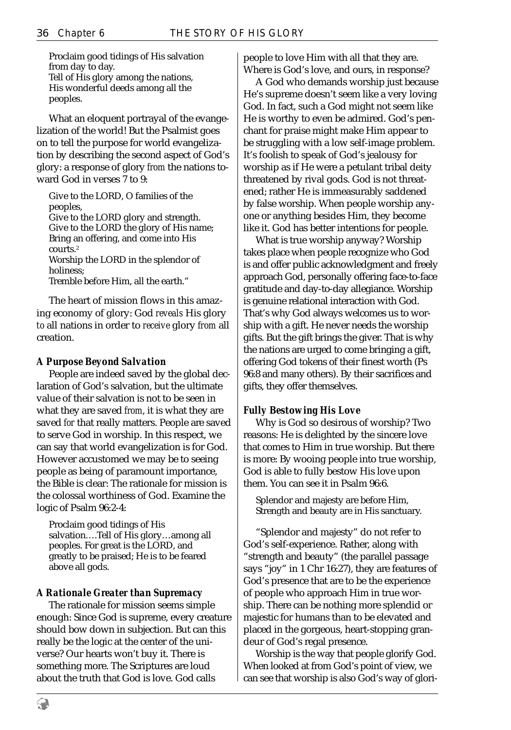> Proclaim good tidings of His salvation
> from day to day.
> Tell of His glory among the nations,
> His wonderful deeds among all the
> peoples.

What an eloquent portrayal of the evangelization of the world! But the Psalmist goes on to tell the purpose for world evangelization by describing the second aspect of God's glory: a response of glory *from* the nations toward God in verses 7 to 9:

> Give to the LORD, O families of the
> peoples,
> Give to the LORD glory and strength.
> Give to the LORD the glory of His name;
> Bring an offering, and come into His
> courts.[2]
> Worship the LORD in the splendor of
> holiness;
> Tremble before Him, all the earth."

The heart of mission flows in this amazing economy of glory: God *reveals* His glory *to* all nations in order to *receive* glory *from* all creation.

### A Purpose Beyond Salvation

People are indeed saved by the global declaration of God's salvation, but the ultimate value of their salvation is not to be seen in what they are saved *from*, it is what they are saved *for* that really matters. People are saved to serve God in worship. In this respect, we can say that world evangelization is for God. However accustomed we may be to seeing people as being of paramount importance, the Bible is clear: The rationale for mission is the colossal worthiness of God. Examine the logic of Psalm 96:2-4:

> Proclaim good tidings of His
> salvation….Tell of His glory…among all
> peoples. For great is the LORD, and
> greatly to be praised; He is to be feared
> above all gods.

### A Rationale Greater than Supremacy

The rationale for mission seems simple enough: Since God is supreme, every creature should bow down in subjection. But can this really be the logic at the center of the universe? Our hearts won't buy it. There is something more. The Scriptures are loud about the truth that God is love. God calls people to love Him with all that they are. Where is God's love, and ours, in response?

A God who demands worship just because He's supreme doesn't seem like a very loving God. In fact, such a God might not seem like He is worthy to even be admired. God's penchant for praise might make Him appear to be struggling with a low self-image problem. It's foolish to speak of God's jealousy for worship as if He were a petulant tribal deity threatened by rival gods. God is not threatened; rather He is immeasurably saddened by false worship. When people worship anyone or anything besides Him, they become like it. God has better intentions for people.

What is true worship anyway? Worship takes place when people recognize who God is and offer public acknowledgment and freely approach God, personally offering face-to-face gratitude and day-to-day allegiance. Worship is genuine relational interaction with God. That's why God always welcomes us to worship with a gift. He never needs the worship gifts. But the gift brings the giver. That is why the nations are urged to come bringing a gift, offering God tokens of their finest worth (Ps 96:8 and many others). By their sacrifices and gifts, they offer themselves.

### Fully Bestowing His Love

Why is God so desirous of worship? Two reasons: He is delighted by the sincere love that comes to Him in true worship. But there is more: By wooing people into true worship, God is able to fully bestow His love upon them. You can see it in Psalm 96:6.

> Splendor and majesty are before Him,
> Strength and beauty are in His sanctuary.

"Splendor and majesty" do not refer to God's self-experience. Rather, along with "strength and beauty" (the parallel passage says "joy" in 1 Chr 16:27), they are features of God's presence that are to be the experience of people who approach Him in true worship. There can be nothing more splendid or majestic for humans than to be elevated and placed in the gorgeous, heart-stopping grandeur of God's regal presence.

Worship is the way that people glorify God. When looked at from God's point of view, we can see that worship is also God's way of glori-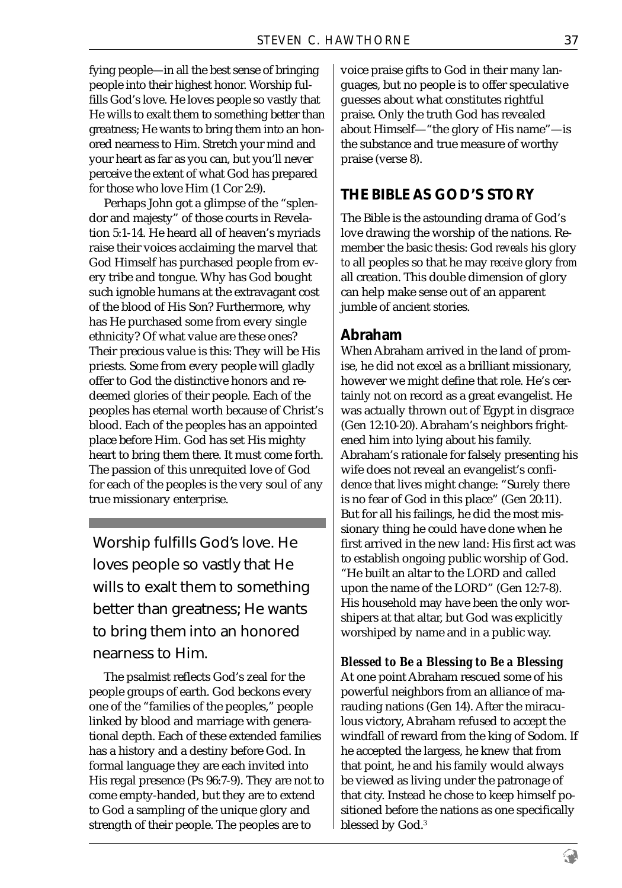fying people—in all the best sense of bringing people into their highest honor. Worship fulfills God's love. He loves people so vastly that He wills to exalt them to something better than greatness; He wants to bring them into an honored nearness to Him. Stretch your mind and your heart as far as you can, but you'll never perceive the extent of what God has prepared for those who love Him (1 Cor 2:9).

Perhaps John got a glimpse of the "splendor and majesty" of those courts in Revelation 5:1-14. He heard all of heaven's myriads raise their voices acclaiming the marvel that God Himself has purchased people from every tribe and tongue. Why has God bought such ignoble humans at the extravagant cost of the blood of His Son? Furthermore, why has He purchased some from every single ethnicity? Of what value are these ones? Their precious value is this: They will be His priests. Some from every people will gladly offer to God the distinctive honors and redeemed glories of their people. Each of the peoples has eternal worth because of Christ's blood. Each of the peoples has an appointed place before Him. God has set His mighty heart to bring them there. It must come forth. The passion of this unrequited love of God for each of the peoples is the very soul of any true missionary enterprise.

> Worship fulfills God's love. He loves people so vastly that He wills to exalt them to something better than greatness; He wants to bring them into an honored nearness to Him.

The psalmist reflects God's zeal for the people groups of earth. God beckons every one of the "families of the peoples," people linked by blood and marriage with generational depth. Each of these extended families has a history and a destiny before God. In formal language they are each invited into His regal presence (Ps 96:7-9). They are not to come empty-handed, but they are to extend to God a sampling of the unique glory and strength of their people. The peoples are to voice praise gifts to God in their many languages, but no people is to offer speculative guesses about what constitutes rightful praise. Only the truth God has revealed about Himself—"the glory of His name"—is the substance and true measure of worthy praise (verse 8).

## THE BIBLE AS GOD'S STORY

The Bible is the astounding drama of God's love drawing the worship of the nations. Remember the basic thesis: God *reveals* his glory *to* all peoples so that he may *receive* glory *from* all creation. This double dimension of glory can help make sense out of an apparent jumble of ancient stories.

### Abraham

When Abraham arrived in the land of promise, he did not excel as a brilliant missionary, however we might define that role. He's certainly not on record as a great evangelist. He was actually thrown out of Egypt in disgrace (Gen 12:10-20). Abraham's neighbors frightened him into lying about his family. Abraham's rationale for falsely presenting his wife does not reveal an evangelist's confidence that lives might change: "Surely there is no fear of God in this place" (Gen 20:11). But for all his failings, he did the most missionary thing he could have done when he first arrived in the new land: His first act was to establish ongoing public worship of God. "He built an altar to the LORD and called upon the name of the LORD" (Gen 12:7-8). His household may have been the only worshipers at that altar, but God was explicitly worshiped by name and in a public way.

#### Blessed to Be a Blessing to Be a Blessing

At one point Abraham rescued some of his powerful neighbors from an alliance of marauding nations (Gen 14). After the miraculous victory, Abraham refused to accept the windfall of reward from the king of Sodom. If he accepted the largess, he knew that from that point, he and his family would always be viewed as living under the patronage of that city. Instead he chose to keep himself positioned before the nations as one specifically blessed by God.[3]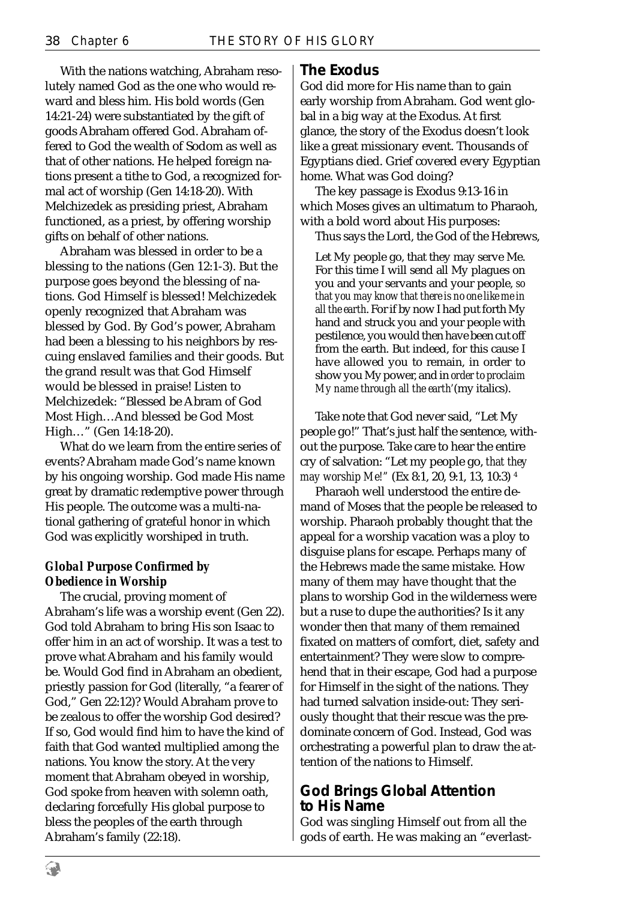With the nations watching, Abraham resolutely named God as the one who would reward and bless him. His bold words (Gen 14:21-24) were substantiated by the gift of goods Abraham offered God. Abraham offered to God the wealth of Sodom as well as that of other nations. He helped foreign nations present a tithe to God, a recognized formal act of worship (Gen 14:18-20). With Melchizedek as presiding priest, Abraham functioned, as a priest, by offering worship gifts on behalf of other nations.

Abraham was blessed in order to be a blessing to the nations (Gen 12:1-3). But the purpose goes beyond the blessing of nations. God Himself is blessed! Melchizedek openly recognized that Abraham was blessed by God. By God's power, Abraham had been a blessing to his neighbors by rescuing enslaved families and their goods. But the grand result was that God Himself would be blessed in praise! Listen to Melchizedek: "Blessed be Abram of God Most High…And blessed be God Most High…" (Gen 14:18-20).

What do we learn from the entire series of events? Abraham made God's name known by his ongoing worship. God made His name great by dramatic redemptive power through His people. The outcome was a multi-national gathering of grateful honor in which God was explicitly worshiped in truth.

### *Global Purpose Confirmed by Obedience in Worship*

The crucial, proving moment of Abraham's life was a worship event (Gen 22). God told Abraham to bring His son Isaac to offer him in an act of worship. It was a test to prove what Abraham and his family would be. Would God find in Abraham an obedient, priestly passion for God (literally, "a fearer of God," Gen 22:12)? Would Abraham prove to be zealous to offer the worship God desired? If so, God would find him to have the kind of faith that God wanted multiplied among the nations. You know the story. At the very moment that Abraham obeyed in worship, God spoke from heaven with solemn oath, declaring forcefully His global purpose to bless the peoples of the earth through Abraham's family (22:18).

## The Exodus

God did more for His name than to gain early worship from Abraham. God went global in a big way at the Exodus. At first glance, the story of the Exodus doesn't look like a great missionary event. Thousands of Egyptians died. Grief covered every Egyptian home. What was God doing?

The key passage is Exodus 9:13-16 in which Moses gives an ultimatum to Pharaoh, with a bold word about His purposes:

Thus says the Lord, the God of the Hebrews,

> Let My people go, that they may serve Me. For this time I will send all My plagues on you and your servants and your people, *so that you may know that there is no one like me in all the earth*. For if by now I had put forth My hand and struck you and your people with pestilence, you would then have been cut off from the earth. But indeed, for this cause I have allowed you to remain, in order to show you My power, and in *order to proclaim My name through all the earth'* (my italics).

Take note that God never said, "Let My people go!" That's just half the sentence, without the purpose. Take care to hear the entire cry of salvation: "Let my people go, *that they may worship Me!"* (Ex 8:1, 20, 9:1, 13, 10:3) [4]

Pharaoh well understood the entire demand of Moses that the people be released to worship. Pharaoh probably thought that the appeal for a worship vacation was a ploy to disguise plans for escape. Perhaps many of the Hebrews made the same mistake. How many of them may have thought that the plans to worship God in the wilderness were but a ruse to dupe the authorities? Is it any wonder then that many of them remained fixated on matters of comfort, diet, safety and entertainment? They were slow to comprehend that in their escape, God had a purpose for Himself in the sight of the nations. They had turned salvation inside-out: They seriously thought that their rescue was the predominate concern of God. Instead, God was orchestrating a powerful plan to draw the attention of the nations to Himself.

## God Brings Global Attention to His Name

God was singling Himself out from all the gods of earth. He was making an "everlast-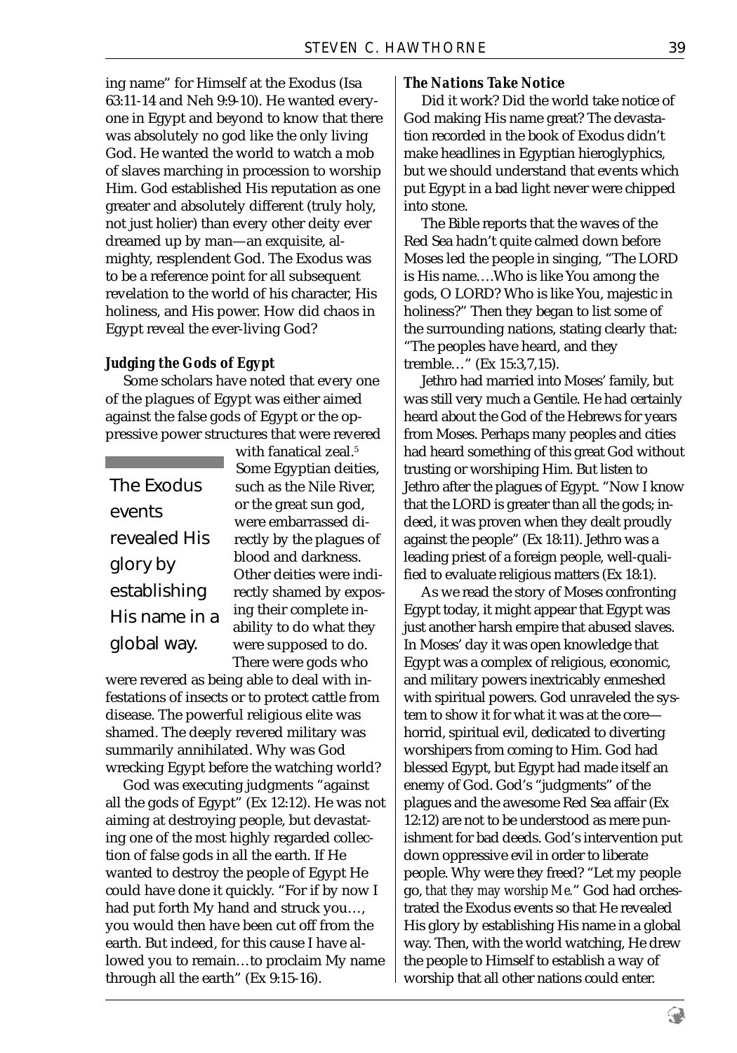ing name" for Himself at the Exodus (Isa 63:11-14 and Neh 9:9-10). He wanted everyone in Egypt and beyond to know that there was absolutely no god like the only living God. He wanted the world to watch a mob of slaves marching in procession to worship Him. God established His reputation as one greater and absolutely different (truly holy, not just holier) than every other deity ever dreamed up by man—an exquisite, almighty, resplendent God. The Exodus was to be a reference point for all subsequent revelation to the world of his character, His holiness, and His power. How did chaos in Egypt reveal the ever-living God?

### *Judging the Gods of Egypt*

Some scholars have noted that every one of the plagues of Egypt was either aimed against the false gods of Egypt or the oppressive power structures that were revered with fanatical zeal.[5] Some Egyptian deities, such as the Nile River, or the great sun god, were embarrassed directly by the plagues of blood and darkness. Other deities were indirectly shamed by exposing their complete inability to do what they were supposed to do. There were gods who were revered as being able to deal with infestations of insects or to protect cattle from disease. The powerful religious elite was shamed. The deeply revered military was summarily annihilated. Why was God wrecking Egypt before the watching world?

> The Exodus events revealed His glory by establishing His name in a global way.

God was executing judgments "against all the gods of Egypt" (Ex 12:12). He was not aiming at destroying people, but devastating one of the most highly regarded collection of false gods in all the earth. If He wanted to destroy the people of Egypt He could have done it quickly. "For if by now I had put forth My hand and struck you…, you would then have been cut off from the earth. But indeed, for this cause I have allowed you to remain…to proclaim My name through all the earth" (Ex 9:15-16).

### *The Nations Take Notice*

Did it work? Did the world take notice of God making His name great? The devastation recorded in the book of Exodus didn't make headlines in Egyptian hieroglyphics, but we should understand that events which put Egypt in a bad light never were chipped into stone.

The Bible reports that the waves of the Red Sea hadn't quite calmed down before Moses led the people in singing, "The LORD is His name….Who is like You among the gods, O LORD? Who is like You, majestic in holiness?" Then they began to list some of the surrounding nations, stating clearly that: "The peoples have heard, and they tremble…" (Ex 15:3,7,15).

Jethro had married into Moses' family, but was still very much a Gentile. He had certainly heard about the God of the Hebrews for years from Moses. Perhaps many peoples and cities had heard something of this great God without trusting or worshiping Him. But listen to Jethro after the plagues of Egypt. "Now I know that the LORD is greater than all the gods; indeed, it was proven when they dealt proudly against the people" (Ex 18:11). Jethro was a leading priest of a foreign people, well-qualified to evaluate religious matters (Ex 18:1).

As we read the story of Moses confronting Egypt today, it might appear that Egypt was just another harsh empire that abused slaves. In Moses' day it was open knowledge that Egypt was a complex of religious, economic, and military powers inextricably enmeshed with spiritual powers. God unraveled the system to show it for what it was at the core—horrid, spiritual evil, dedicated to diverting worshipers from coming to Him. God had blessed Egypt, but Egypt had made itself an enemy of God. God's "judgments" of the plagues and the awesome Red Sea affair (Ex 12:12) are not to be understood as mere punishment for bad deeds. God's intervention put down oppressive evil in order to liberate people. Why were they freed? "Let my people go, *that they may worship Me.*" God had orchestrated the Exodus events so that He revealed His glory by establishing His name in a global way. Then, with the world watching, He drew the people to Himself to establish a way of worship that all other nations could enter.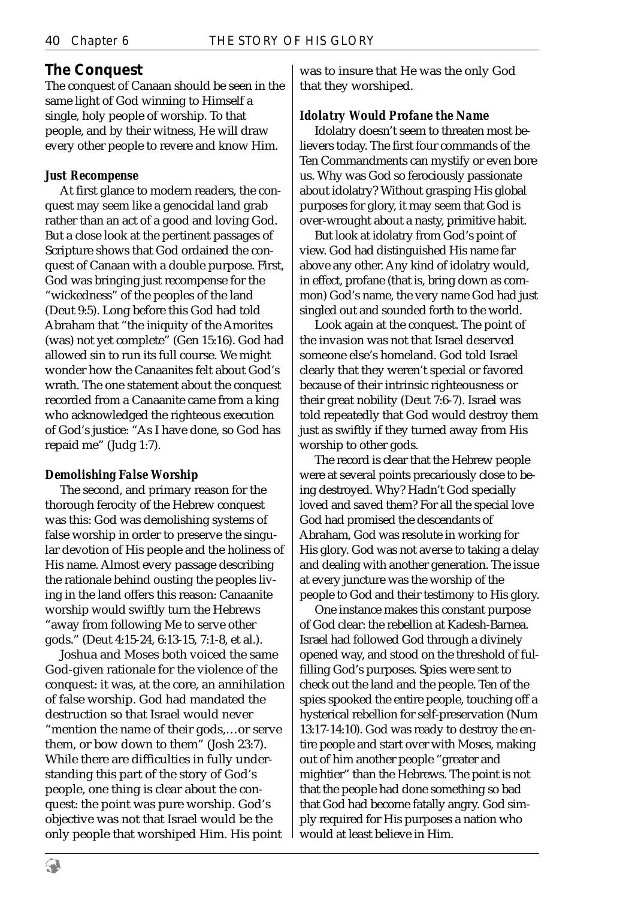## The Conquest

The conquest of Canaan should be seen in the same light of God winning to Himself a single, holy people of worship. To that people, and by their witness, He will draw every other people to revere and know Him.

### *Just Recompense*

At first glance to modern readers, the conquest may seem like a genocidal land grab rather than an act of a good and loving God. But a close look at the pertinent passages of Scripture shows that God ordained the conquest of Canaan with a double purpose. First, God was bringing just recompense for the "wickedness" of the peoples of the land (Deut 9:5). Long before this God had told Abraham that "the iniquity of the Amorites (was) not yet complete" (Gen 15:16). God had allowed sin to run its full course. We might wonder how the Canaanites felt about God's wrath. The one statement about the conquest recorded from a Canaanite came from a king who acknowledged the righteous execution of God's justice: "As I have done, so God has repaid me" (Judg 1:7).

### *Demolishing False Worship*

The second, and primary reason for the thorough ferocity of the Hebrew conquest was this: God was demolishing systems of false worship in order to preserve the singular devotion of His people and the holiness of His name. Almost every passage describing the rationale behind ousting the peoples living in the land offers this reason: Canaanite worship would swiftly turn the Hebrews "away from following Me to serve other gods." (Deut 4:15-24, 6:13-15, 7:1-8, et al.).

Joshua and Moses both voiced the same God-given rationale for the violence of the conquest: it was, at the core, an annihilation of false worship. God had mandated the destruction so that Israel would never "mention the name of their gods,…or serve them, or bow down to them" (Josh 23:7). While there are difficulties in fully understanding this part of the story of God's people, one thing is clear about the conquest: the point was pure worship. God's objective was not that Israel would be the only people that worshiped Him. His point was to insure that He was the only God that they worshiped.

### *Idolatry Would Profane the Name*

Idolatry doesn't seem to threaten most believers today. The first four commands of the Ten Commandments can mystify or even bore us. Why was God so ferociously passionate about idolatry? Without grasping His global purposes for glory, it may seem that God is over-wrought about a nasty, primitive habit.

But look at idolatry from God's point of view. God had distinguished His name far above any other. Any kind of idolatry would, in effect, profane (that is, bring down as common) God's name, the very name God had just singled out and sounded forth to the world.

Look again at the conquest. The point of the invasion was not that Israel deserved someone else's homeland. God told Israel clearly that they weren't special or favored because of their intrinsic righteousness or their great nobility (Deut 7:6-7). Israel was told repeatedly that God would destroy them just as swiftly if they turned away from His worship to other gods.

The record is clear that the Hebrew people were at several points precariously close to being destroyed. Why? Hadn't God specially loved and saved them? For all the special love God had promised the descendants of Abraham, God was resolute in working for His glory. God was not averse to taking a delay and dealing with another generation. The issue at every juncture was the worship of the people to God and their testimony to His glory.

One instance makes this constant purpose of God clear: the rebellion at Kadesh-Barnea. Israel had followed God through a divinely opened way, and stood on the threshold of fulfilling God's purposes. Spies were sent to check out the land and the people. Ten of the spies spooked the entire people, touching off a hysterical rebellion for self-preservation (Num 13:17-14:10). God was ready to destroy the entire people and start over with Moses, making out of him another people "greater and mightier" than the Hebrews. The point is not that the people had done something so bad that God had become fatally angry. God simply required for His purposes a nation who would at least believe in Him.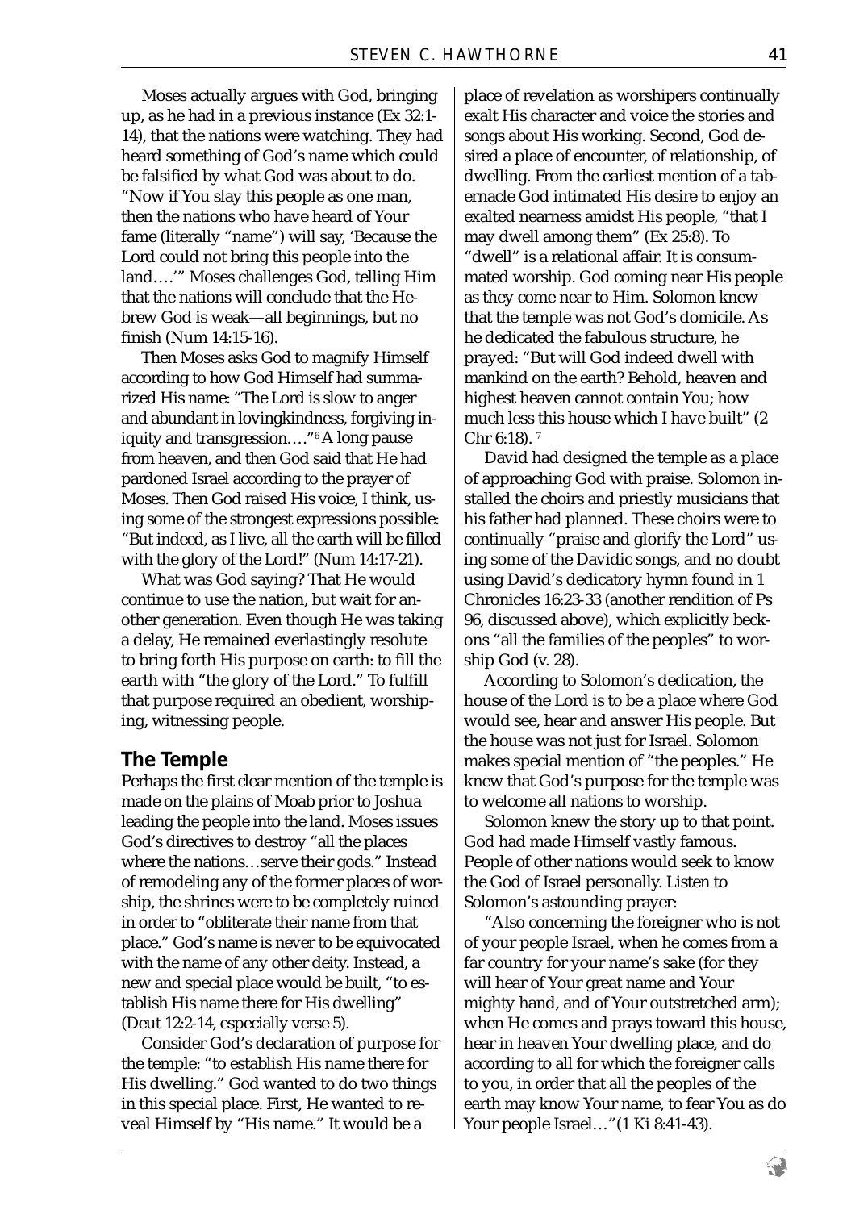Moses actually argues with God, bringing up, as he had in a previous instance (Ex 32:1-14), that the nations were watching. They had heard something of God's name which could be falsified by what God was about to do. "Now if You slay this people as one man, then the nations who have heard of Your fame (literally "name") will say, 'Because the Lord could not bring this people into the land….'" Moses challenges God, telling Him that the nations will conclude that the Hebrew God is weak—all beginnings, but no finish (Num 14:15-16).

Then Moses asks God to magnify Himself according to how God Himself had summarized His name: "The Lord is slow to anger and abundant in lovingkindness, forgiving iniquity and transgression…."[6] A long pause from heaven, and then God said that He had pardoned Israel according to the prayer of Moses. Then God raised His voice, I think, using some of the strongest expressions possible: "But indeed, as I live, all the earth will be filled with the glory of the Lord!" (Num 14:17-21).

What was God saying? That He would continue to use the nation, but wait for another generation. Even though He was taking a delay, He remained everlastingly resolute to bring forth His purpose on earth: to fill the earth with "the glory of the Lord." To fulfill that purpose required an obedient, worshiping, witnessing people.

## The Temple

Perhaps the first clear mention of the temple is made on the plains of Moab prior to Joshua leading the people into the land. Moses issues God's directives to destroy "all the places where the nations…serve their gods." Instead of remodeling any of the former places of worship, the shrines were to be completely ruined in order to "obliterate their name from that place." God's name is never to be equivocated with the name of any other deity. Instead, a new and special place would be built, "to establish His name there for His dwelling" (Deut 12:2-14, especially verse 5).

Consider God's declaration of purpose for the temple: "to establish His name there for His dwelling." God wanted to do two things in this special place. First, He wanted to reveal Himself by "His name." It would be a place of revelation as worshipers continually exalt His character and voice the stories and songs about His working. Second, God desired a place of encounter, of relationship, of dwelling. From the earliest mention of a tabernacle God intimated His desire to enjoy an exalted nearness amidst His people, "that I may dwell among them" (Ex 25:8). To "dwell" is a relational affair. It is consummated worship. God coming near His people as they come near to Him. Solomon knew that the temple was not God's domicile. As he dedicated the fabulous structure, he prayed: "But will God indeed dwell with mankind on the earth? Behold, heaven and highest heaven cannot contain You; how much less this house which I have built" (2 Chr 6:18).[7]

David had designed the temple as a place of approaching God with praise. Solomon installed the choirs and priestly musicians that his father had planned. These choirs were to continually "praise and glorify the Lord" using some of the Davidic songs, and no doubt using David's dedicatory hymn found in 1 Chronicles 16:23-33 (another rendition of Ps 96, discussed above), which explicitly beckons "all the families of the peoples" to worship God (v. 28).

According to Solomon's dedication, the house of the Lord is to be a place where God would see, hear and answer His people. But the house was not just for Israel. Solomon makes special mention of "the peoples." He knew that God's purpose for the temple was to welcome all nations to worship.

Solomon knew the story up to that point. God had made Himself vastly famous. People of other nations would seek to know the God of Israel personally. Listen to Solomon's astounding prayer:

"Also concerning the foreigner who is not of your people Israel, when he comes from a far country for your name's sake (for they will hear of Your great name and Your mighty hand, and of Your outstretched arm); when He comes and prays toward this house, hear in heaven Your dwelling place, and do according to all for which the foreigner calls to you, in order that all the peoples of the earth may know Your name, to fear You as do Your people Israel…"(1 Ki 8:41-43).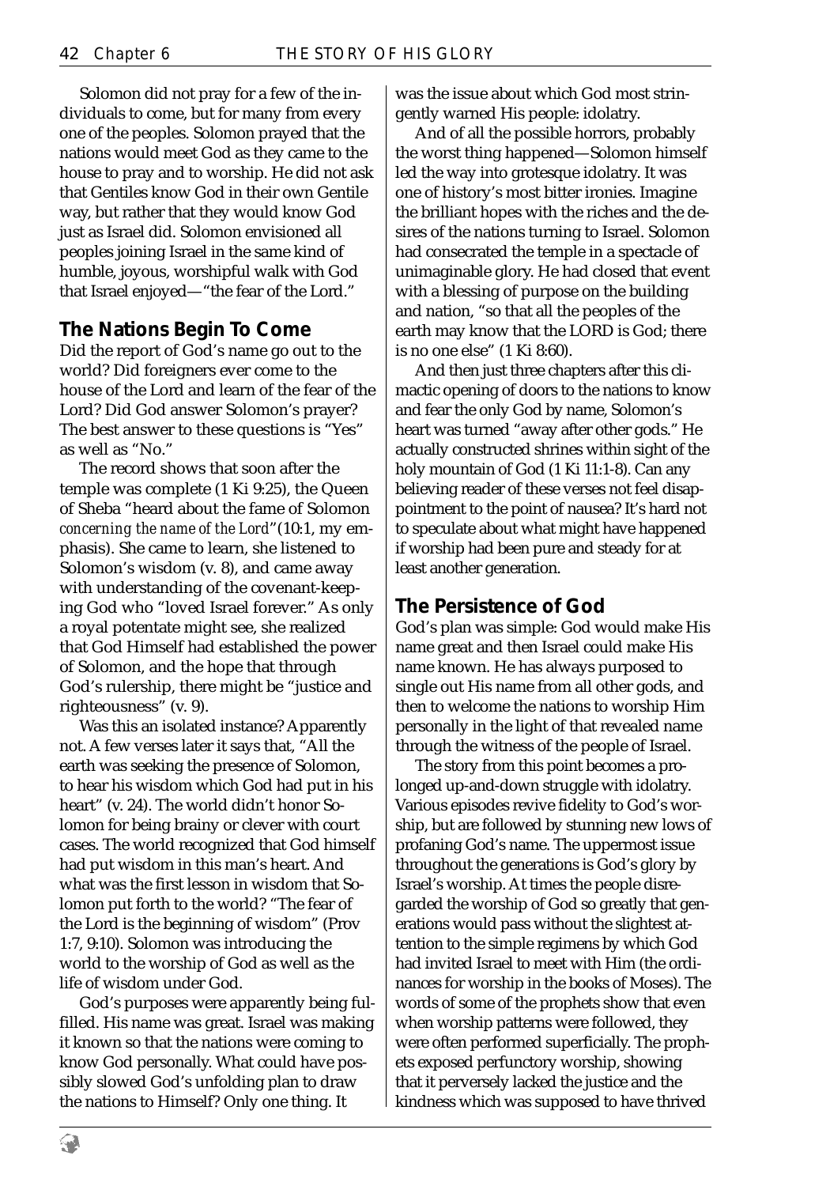Solomon did not pray for a few of the individuals to come, but for many from every one of the peoples. Solomon prayed that the nations would meet God as they came to the house to pray and to worship. He did not ask that Gentiles know God in their own Gentile way, but rather that they would know God just as Israel did. Solomon envisioned all peoples joining Israel in the same kind of humble, joyous, worshipful walk with God that Israel enjoyed—"the fear of the Lord."

## The Nations Begin To Come

Did the report of God's name go out to the world? Did foreigners ever come to the house of the Lord and learn of the fear of the Lord? Did God answer Solomon's prayer? The best answer to these questions is "Yes" as well as "No."

The record shows that soon after the temple was complete (1 Ki 9:25), the Queen of Sheba "heard about the fame of Solomon *concerning the name of the Lord*"(10:1, my emphasis). She came to learn, she listened to Solomon's wisdom (v. 8), and came away with understanding of the covenant-keeping God who "loved Israel forever." As only a royal potentate might see, she realized that God Himself had established the power of Solomon, and the hope that through God's rulership, there might be "justice and righteousness" (v. 9).

Was this an isolated instance? Apparently not. A few verses later it says that, "All the earth was seeking the presence of Solomon, to hear his wisdom which God had put in his heart" (v. 24). The world didn't honor Solomon for being brainy or clever with court cases. The world recognized that God himself had put wisdom in this man's heart. And what was the first lesson in wisdom that Solomon put forth to the world? "The fear of the Lord is the beginning of wisdom" (Prov 1:7, 9:10). Solomon was introducing the world to the worship of God as well as the life of wisdom under God.

God's purposes were apparently being fulfilled. His name was great. Israel was making it known so that the nations were coming to know God personally. What could have possibly slowed God's unfolding plan to draw the nations to Himself? Only one thing. It was the issue about which God most stringently warned His people: idolatry.

And of all the possible horrors, probably the worst thing happened—Solomon himself led the way into grotesque idolatry. It was one of history's most bitter ironies. Imagine the brilliant hopes with the riches and the desires of the nations turning to Israel. Solomon had consecrated the temple in a spectacle of unimaginable glory. He had closed that event with a blessing of purpose on the building and nation, "so that all the peoples of the earth may know that the LORD is God; there is no one else" (1 Ki 8:60).

And then just three chapters after this climactic opening of doors to the nations to know and fear the only God by name, Solomon's heart was turned "away after other gods." He actually constructed shrines within sight of the holy mountain of God (1 Ki 11:1-8). Can any believing reader of these verses not feel disappointment to the point of nausea? It's hard not to speculate about what might have happened if worship had been pure and steady for at least another generation.

## The Persistence of God

God's plan was simple: God would make His name great and then Israel could make His name known. He has always purposed to single out His name from all other gods, and then to welcome the nations to worship Him personally in the light of that revealed name through the witness of the people of Israel.

The story from this point becomes a prolonged up-and-down struggle with idolatry. Various episodes revive fidelity to God's worship, but are followed by stunning new lows of profaning God's name. The uppermost issue throughout the generations is God's glory by Israel's worship. At times the people disregarded the worship of God so greatly that generations would pass without the slightest attention to the simple regimens by which God had invited Israel to meet with Him (the ordinances for worship in the books of Moses). The words of some of the prophets show that even when worship patterns were followed, they were often performed superficially. The prophets exposed perfunctory worship, showing that it perversely lacked the justice and the kindness which was supposed to have thrived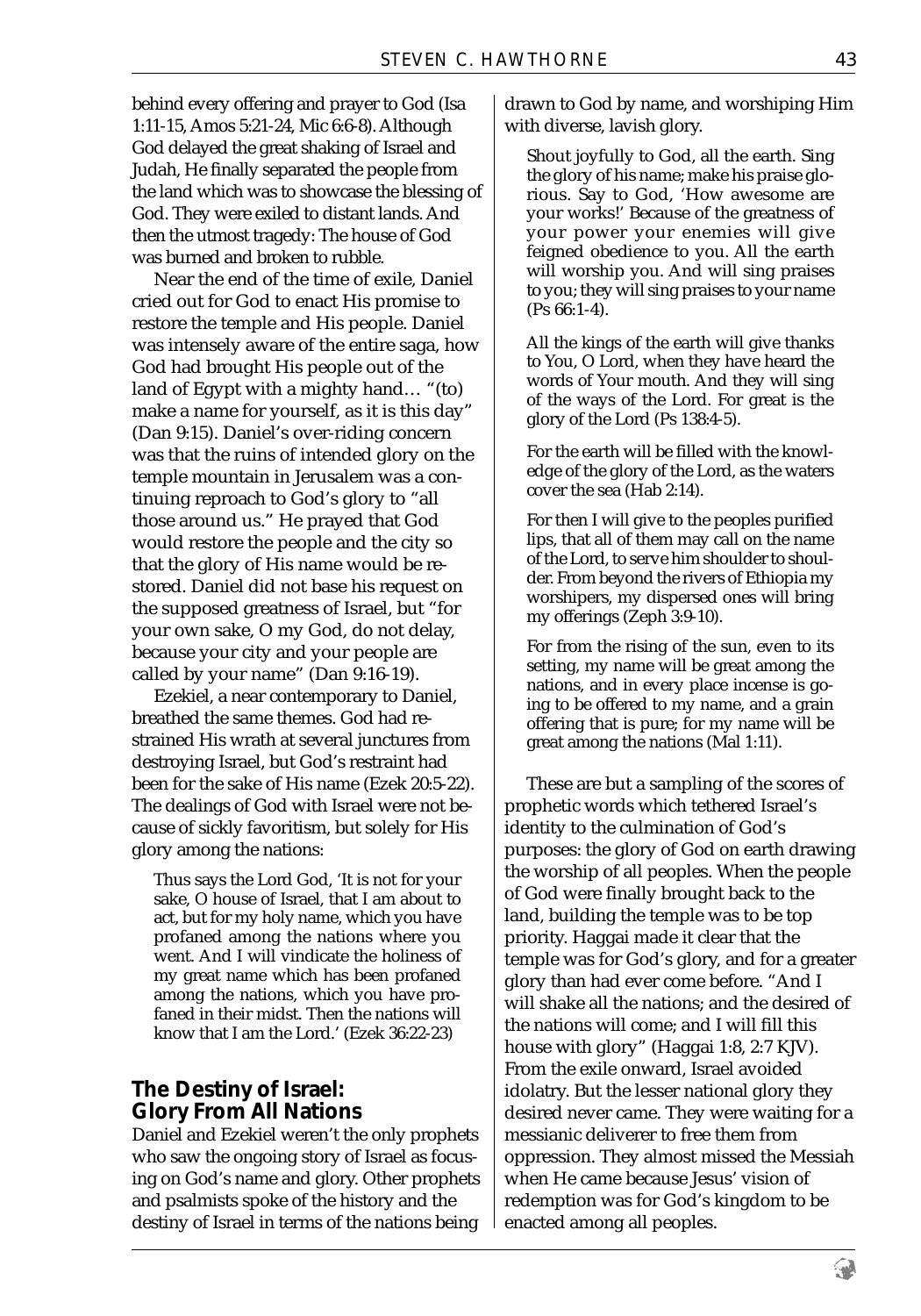behind every offering and prayer to God (Isa 1:11-15, Amos 5:21-24, Mic 6:6-8). Although God delayed the great shaking of Israel and Judah, He finally separated the people from the land which was to showcase the blessing of God. They were exiled to distant lands. And then the utmost tragedy: The house of God was burned and broken to rubble.

Near the end of the time of exile, Daniel cried out for God to enact His promise to restore the temple and His people. Daniel was intensely aware of the entire saga, how God had brought His people out of the land of Egypt with a mighty hand… "(to) make a name for yourself, as it is this day" (Dan 9:15). Daniel's over-riding concern was that the ruins of intended glory on the temple mountain in Jerusalem was a continuing reproach to God's glory to "all those around us." He prayed that God would restore the people and the city so that the glory of His name would be restored. Daniel did not base his request on the supposed greatness of Israel, but "for your own sake, O my God, do not delay, because your city and your people are called by your name" (Dan 9:16-19).

Ezekiel, a near contemporary to Daniel, breathed the same themes. God had restrained His wrath at several junctures from destroying Israel, but God's restraint had been for the sake of His name (Ezek 20:5-22). The dealings of God with Israel were not because of sickly favoritism, but solely for His glory among the nations:

> Thus says the Lord God, 'It is not for your sake, O house of Israel, that I am about to act, but for my holy name, which you have profaned among the nations where you went. And I will vindicate the holiness of my great name which has been profaned among the nations, which you have profaned in their midst. Then the nations will know that I am the Lord.' (Ezek 36:22-23)

## The Destiny of Israel: Glory From All Nations

Daniel and Ezekiel weren't the only prophets who saw the ongoing story of Israel as focusing on God's name and glory. Other prophets and psalmists spoke of the history and the destiny of Israel in terms of the nations being drawn to God by name, and worshiping Him with diverse, lavish glory.

> Shout joyfully to God, all the earth. Sing the glory of his name; make his praise glorious. Say to God, 'How awesome are your works!' Because of the greatness of your power your enemies will give feigned obedience to you. All the earth will worship you. And will sing praises to you; they will sing praises to your name (Ps 66:1-4).

> All the kings of the earth will give thanks to You, O Lord, when they have heard the words of Your mouth. And they will sing of the ways of the Lord. For great is the glory of the Lord (Ps 138:4-5).

> For the earth will be filled with the knowledge of the glory of the Lord, as the waters cover the sea (Hab 2:14).

> For then I will give to the peoples purified lips, that all of them may call on the name of the Lord, to serve him shoulder to shoulder. From beyond the rivers of Ethiopia my worshipers, my dispersed ones will bring my offerings (Zeph 3:9-10).

> For from the rising of the sun, even to its setting, my name will be great among the nations, and in every place incense is going to be offered to my name, and a grain offering that is pure; for my name will be great among the nations (Mal 1:11).

These are but a sampling of the scores of prophetic words which tethered Israel's identity to the culmination of God's purposes: the glory of God on earth drawing the worship of all peoples. When the people of God were finally brought back to the land, building the temple was to be top priority. Haggai made it clear that the temple was for God's glory, and for a greater glory than had ever come before. "And I will shake all the nations; and the desired of the nations will come; and I will fill this house with glory" (Haggai 1:8, 2:7 KJV). From the exile onward, Israel avoided idolatry. But the lesser national glory they desired never came. They were waiting for a messianic deliverer to free them from oppression. They almost missed the Messiah when He came because Jesus' vision of redemption was for God's kingdom to be enacted among all peoples.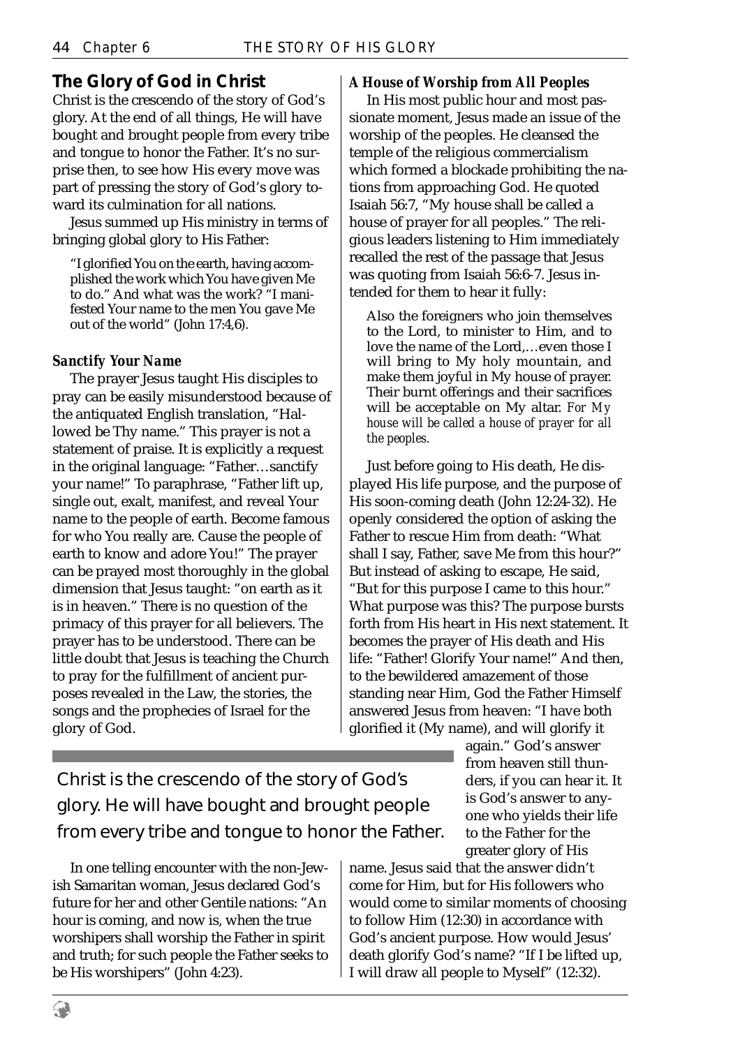## The Glory of God in Christ

Christ is the crescendo of the story of God's glory. At the end of all things, He will have bought and brought people from every tribe and tongue to honor the Father. It's no surprise then, to see how His every move was part of pressing the story of God's glory toward its culmination for all nations.

Jesus summed up His ministry in terms of bringing global glory to His Father:

> "I glorified You on the earth, having accomplished the work which You have given Me to do." And what was the work? "I manifested Your name to the men You gave Me out of the world" (John 17:4,6).

### *Sanctify Your Name*

The prayer Jesus taught His disciples to pray can be easily misunderstood because of the antiquated English translation, "Hallowed be Thy name." This prayer is not a statement of praise. It is explicitly a request in the original language: "Father…sanctify your name!" To paraphrase, "Father lift up, single out, exalt, manifest, and reveal Your name to the people of earth. Become famous for who You really are. Cause the people of earth to know and adore You!" The prayer can be prayed most thoroughly in the global dimension that Jesus taught: "on earth as it is in heaven." There is no question of the primacy of this prayer for all believers. The prayer has to be understood. There can be little doubt that Jesus is teaching the Church to pray for the fulfillment of ancient purposes revealed in the Law, the stories, the songs and the prophecies of Israel for the glory of God.

Christ is the crescendo of the story of God's glory. He will have bought and brought people from every tribe and tongue to honor the Father.

In one telling encounter with the non-Jewish Samaritan woman, Jesus declared God's future for her and other Gentile nations: "An hour is coming, and now is, when the true worshipers shall worship the Father in spirit and truth; for such people the Father seeks to be His worshipers" (John 4:23).

### *A House of Worship from All Peoples*

In His most public hour and most passionate moment, Jesus made an issue of the worship of the peoples. He cleansed the temple of the religious commercialism which formed a blockade prohibiting the nations from approaching God. He quoted Isaiah 56:7, "My house shall be called a house of prayer for all peoples." The religious leaders listening to Him immediately recalled the rest of the passage that Jesus was quoting from Isaiah 56:6-7. Jesus intended for them to hear it fully:

> Also the foreigners who join themselves to the Lord, to minister to Him, and to love the name of the Lord,…even those I will bring to My holy mountain, and make them joyful in My house of prayer. Their burnt offerings and their sacrifices will be acceptable on My altar. *For My house will be called a house of prayer for all the peoples.*

Just before going to His death, He displayed His life purpose, and the purpose of His soon-coming death (John 12:24-32). He openly considered the option of asking the Father to rescue Him from death: "What shall I say, Father, save Me from this hour?" But instead of asking to escape, He said, "But for this purpose I came to this hour." What purpose was this? The purpose bursts forth from His heart in His next statement. It becomes the prayer of His death and His life: "Father! Glorify Your name!" And then, to the bewildered amazement of those standing near Him, God the Father Himself answered Jesus from heaven: "I have both glorified it (My name), and will glorify it again." God's answer from heaven still thunders, if you can hear it. It is God's answer to anyone who yields their life to the Father for the greater glory of His name. Jesus said that the answer didn't come for Him, but for His followers who would come to similar moments of choosing to follow Him (12:30) in accordance with God's ancient purpose. How would Jesus' death glorify God's name? "If I be lifted up, I will draw all people to Myself" (12:32).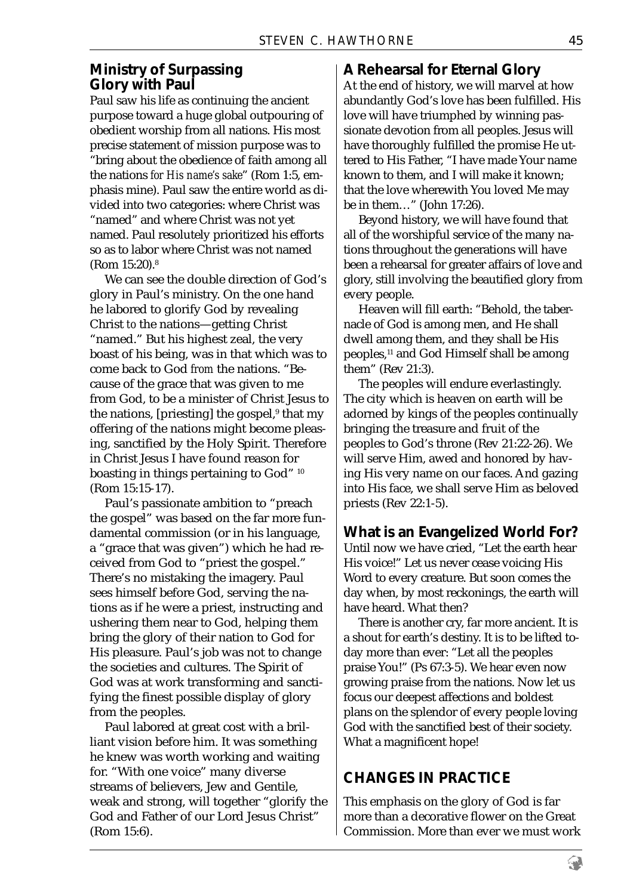## Ministry of Surpassing Glory with Paul

Paul saw his life as continuing the ancient purpose toward a huge global outpouring of obedient worship from all nations. His most precise statement of mission purpose was to "bring about the obedience of faith among all the nations *for His name's sake*" (Rom 1:5, emphasis mine). Paul saw the entire world as divided into two categories: where Christ was "named" and where Christ was not yet named. Paul resolutely prioritized his efforts so as to labor where Christ was not named (Rom 15:20).[8]

We can see the double direction of God's glory in Paul's ministry. On the one hand he labored to glorify God by revealing Christ *to* the nations—getting Christ "named." But his highest zeal, the very boast of his being, was in that which was to come back to God *from* the nations. "Because of the grace that was given to me from God, to be a minister of Christ Jesus to the nations, [priesting] the gospel,[9] that my offering of the nations might become pleasing, sanctified by the Holy Spirit. Therefore in Christ Jesus I have found reason for boasting in things pertaining to God" [10] (Rom 15:15-17).

Paul's passionate ambition to "preach the gospel" was based on the far more fundamental commission (or in his language, a "grace that was given") which he had received from God to "priest the gospel." There's no mistaking the imagery. Paul sees himself before God, serving the nations as if he were a priest, instructing and ushering them near to God, helping them bring the glory of their nation to God for His pleasure. Paul's job was not to change the societies and cultures. The Spirit of God was at work transforming and sanctifying the finest possible display of glory from the peoples.

Paul labored at great cost with a brilliant vision before him. It was something he knew was worth working and waiting for. "With one voice" many diverse streams of believers, Jew and Gentile, weak and strong, will together "glorify the God and Father of our Lord Jesus Christ" (Rom 15:6).

## A Rehearsal for Eternal Glory

At the end of history, we will marvel at how abundantly God's love has been fulfilled. His love will have triumphed by winning passionate devotion from all peoples. Jesus will have thoroughly fulfilled the promise He uttered to His Father, "I have made Your name known to them, and I will make it known; that the love wherewith You loved Me may be in them…" (John 17:26).

Beyond history, we will have found that all of the worshipful service of the many nations throughout the generations will have been a rehearsal for greater affairs of love and glory, still involving the beautified glory from every people.

Heaven will fill earth: "Behold, the tabernacle of God is among men, and He shall dwell among them, and they shall be His peoples,[11] and God Himself shall be among them" (Rev 21:3).

The peoples will endure everlastingly. The city which is heaven on earth will be adorned by kings of the peoples continually bringing the treasure and fruit of the peoples to God's throne (Rev 21:22-26). We will serve Him, awed and honored by having His very name on our faces. And gazing into His face, we shall serve Him as beloved priests (Rev 22:1-5).

## What is an Evangelized World For?

Until now we have cried, "Let the earth hear His voice!" Let us never cease voicing His Word to every creature. But soon comes the day when, by most reckonings, the earth will have heard. What then?

There is another cry, far more ancient. It is a shout for earth's destiny. It is to be lifted today more than ever: "Let all the peoples praise You!" (Ps 67:3-5). We hear even now growing praise from the nations. Now let us focus our deepest affections and boldest plans on the splendor of every people loving God with the sanctified best of their society. What a magnificent hope!

# CHANGES IN PRACTICE

This emphasis on the glory of God is far more than a decorative flower on the Great Commission. More than ever we must work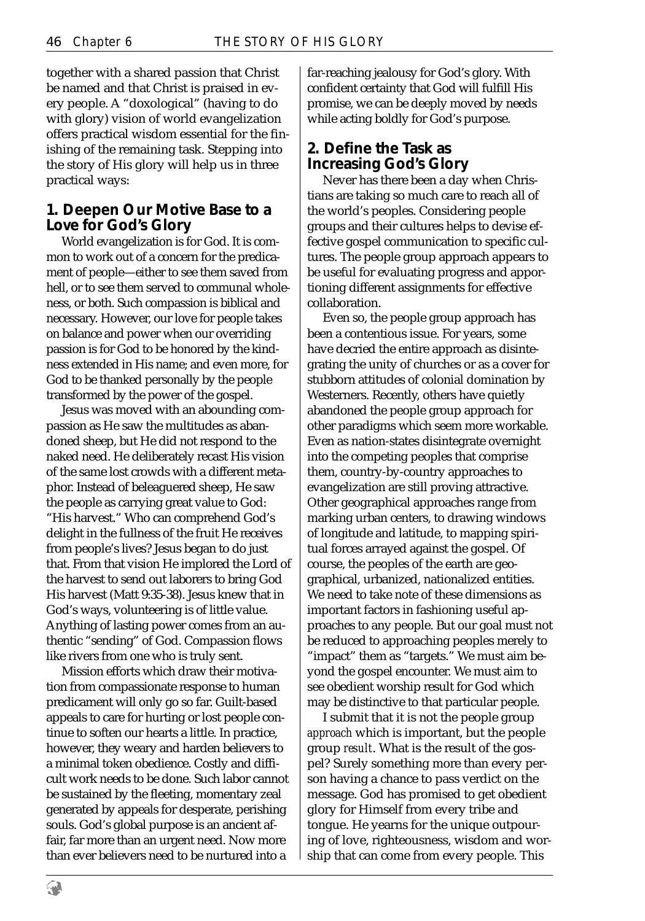together with a shared passion that Christ be named and that Christ is praised in every people. A "doxological" (having to do with glory) vision of world evangelization offers practical wisdom essential for the finishing of the remaining task. Stepping into the story of His glory will help us in three practical ways:

## 1. Deepen Our Motive Base to a Love for God's Glory

World evangelization is for God. It is common to work out of a concern for the predicament of people—either to see them saved from hell, or to see them served to communal wholeness, or both. Such compassion is biblical and necessary. However, our love for people takes on balance and power when our overriding passion is for God to be honored by the kindness extended in His name; and even more, for God to be thanked personally by the people transformed by the power of the gospel.

Jesus was moved with an abounding compassion as He saw the multitudes as abandoned sheep, but He did not respond to the naked need. He deliberately recast His vision of the same lost crowds with a different metaphor. Instead of beleaguered sheep, He saw the people as carrying great value to God: "His harvest." Who can comprehend God's delight in the fullness of the fruit He receives from people's lives? Jesus began to do just that. From that vision He implored the Lord of the harvest to send out laborers to bring God His harvest (Matt 9:35-38). Jesus knew that in God's ways, volunteering is of little value. Anything of lasting power comes from an authentic "sending" of God. Compassion flows like rivers from one who is truly sent.

Mission efforts which draw their motivation from compassionate response to human predicament will only go so far. Guilt-based appeals to care for hurting or lost people continue to soften our hearts a little. In practice, however, they weary and harden believers to a minimal token obedience. Costly and difficult work needs to be done. Such labor cannot be sustained by the fleeting, momentary zeal generated by appeals for desperate, perishing souls. God's global purpose is an ancient affair, far more than an urgent need. Now more than ever believers need to be nurtured into a far-reaching jealousy for God's glory. With confident certainty that God will fulfill His promise, we can be deeply moved by needs while acting boldly for God's purpose.

## 2. Define the Task as Increasing God's Glory

Never has there been a day when Christians are taking so much care to reach all of the world's peoples. Considering people groups and their cultures helps to devise effective gospel communication to specific cultures. The people group approach appears to be useful for evaluating progress and apportioning different assignments for effective collaboration.

Even so, the people group approach has been a contentious issue. For years, some have decried the entire approach as disintegrating the unity of churches or as a cover for stubborn attitudes of colonial domination by Westerners. Recently, others have quietly abandoned the people group approach for other paradigms which seem more workable. Even as nation-states disintegrate overnight into the competing peoples that comprise them, country-by-country approaches to evangelization are still proving attractive. Other geographical approaches range from marking urban centers, to drawing windows of longitude and latitude, to mapping spiritual forces arrayed against the gospel. Of course, the peoples of the earth are geographical, urbanized, nationalized entities. We need to take note of these dimensions as important factors in fashioning useful approaches to any people. But our goal must not be reduced to approaching peoples merely to "impact" them as "targets." We must aim beyond the gospel encounter. We must aim to see obedient worship result for God which may be distinctive to that particular people.

I submit that it is not the people group *approach* which is important, but the people group *result*. What is the result of the gospel? Surely something more than every person having a chance to pass verdict on the message. God has promised to get obedient glory for Himself from every tribe and tongue. He yearns for the unique outpouring of love, righteousness, wisdom and worship that can come from every people. This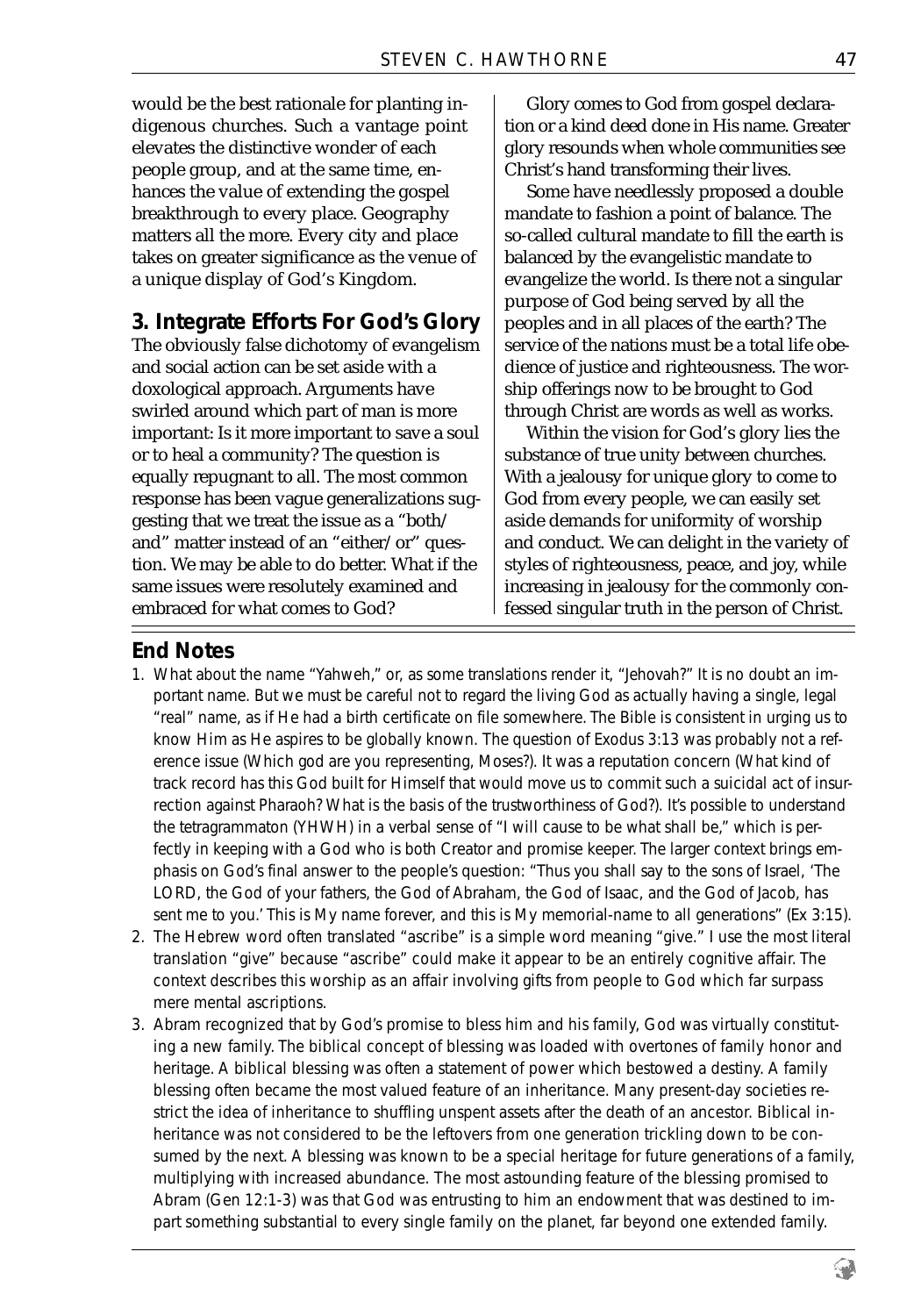would be the best rationale for planting indigenous churches. Such a vantage point elevates the distinctive wonder of each people group, and at the same time, enhances the value of extending the gospel breakthrough to every place. Geography matters all the more. Every city and place takes on greater significance as the venue of a unique display of God's Kingdom.

## 3. Integrate Efforts For God's Glory

The obviously false dichotomy of evangelism and social action can be set aside with a doxological approach. Arguments have swirled around which part of man is more important: Is it more important to save a soul or to heal a community? The question is equally repugnant to all. The most common response has been vague generalizations suggesting that we treat the issue as a "both/and" matter instead of an "either/or" question. We may be able to do better. What if the same issues were resolutely examined and embraced for what comes to God?

Glory comes to God from gospel declaration or a kind deed done in His name. Greater glory resounds when whole communities see Christ's hand transforming their lives.

Some have needlessly proposed a double mandate to fashion a point of balance. The so-called cultural mandate to fill the earth is balanced by the evangelistic mandate to evangelize the world. Is there not a singular purpose of God being served by all the peoples and in all places of the earth? The service of the nations must be a total life obedience of justice and righteousness. The worship offerings now to be brought to God through Christ are words as well as works.

Within the vision for God's glory lies the substance of true unity between churches. With a jealousy for unique glory to come to God from every people, we can easily set aside demands for uniformity of worship and conduct. We can delight in the variety of styles of righteousness, peace, and joy, while increasing in jealousy for the commonly confessed singular truth in the person of Christ.

## End Notes

1. What about the name "Yahweh," or, as some translations render it, "Jehovah?" It is no doubt an important name. But we must be careful not to regard the living God as actually having a single, legal "real" name, as if He had a birth certificate on file somewhere. The Bible is consistent in urging us to know Him as He aspires to be globally known. The question of Exodus 3:13 was probably not a reference issue (Which god are you representing, Moses?). It was a reputation concern (What kind of track record has this God built for Himself that would move us to commit such a suicidal act of insurrection against Pharaoh? What is the basis of the trustworthiness of God?). It's possible to understand the tetragrammaton (YHWH) in a verbal sense of "I will cause to be what shall be," which is perfectly in keeping with a God who is both Creator and promise keeper. The larger context brings emphasis on God's final answer to the people's question: "Thus you shall say to the sons of Israel, 'The LORD, the God of your fathers, the God of Abraham, the God of Isaac, and the God of Jacob, has sent me to you.' This is My name forever, and this is My memorial-name to all generations" (Ex 3:15).
2. The Hebrew word often translated "ascribe" is a simple word meaning "give." I use the most literal translation "give" because "ascribe" could make it appear to be an entirely cognitive affair. The context describes this worship as an affair involving gifts from people to God which far surpass mere mental ascriptions.
3. Abram recognized that by God's promise to bless him and his family, God was virtually constituting a new family. The biblical concept of blessing was loaded with overtones of family honor and heritage. A biblical blessing was often a statement of power which bestowed a destiny. A family blessing often became the most valued feature of an inheritance. Many present-day societies restrict the idea of inheritance to shuffling unspent assets after the death of an ancestor. Biblical inheritance was not considered to be the leftovers from one generation trickling down to be consumed by the next. A blessing was known to be a special heritage for future generations of a family, multiplying with increased abundance. The most astounding feature of the blessing promised to Abram (Gen 12:1-3) was that God was entrusting to him an endowment that was destined to impart something substantial to every single family on the planet, far beyond one extended family.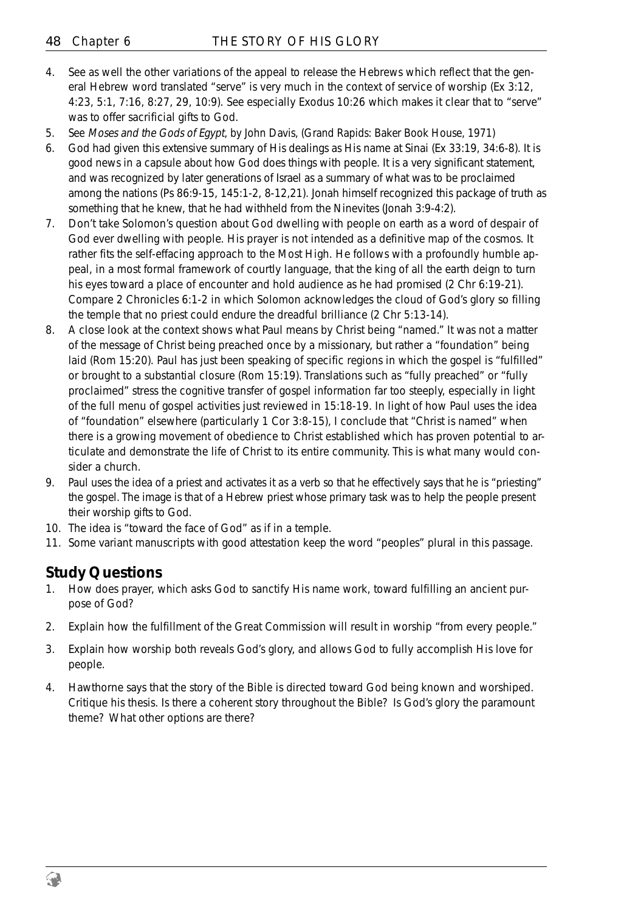4. See as well the other variations of the appeal to release the Hebrews which reflect that the general Hebrew word translated "serve" is very much in the context of service of worship (Ex 3:12, 4:23, 5:1, 7:16, 8:27, 29, 10:9). See especially Exodus 10:26 which makes it clear that to "serve" was to offer sacrificial gifts to God.
5. See *Moses and the Gods of Egypt*, by John Davis, (Grand Rapids: Baker Book House, 1971)
6. God had given this extensive summary of His dealings as His name at Sinai (Ex 33:19, 34:6-8). It is good news in a capsule about how God does things with people. It is a very significant statement, and was recognized by later generations of Israel as a summary of what was to be proclaimed among the nations (Ps 86:9-15, 145:1-2, 8-12,21). Jonah himself recognized this package of truth as something that he knew, that he had withheld from the Ninevites (Jonah 3:9-4:2).
7. Don't take Solomon's question about God dwelling with people on earth as a word of despair of God ever dwelling with people. His prayer is not intended as a definitive map of the cosmos. It rather fits the self-effacing approach to the Most High. He follows with a profoundly humble appeal, in a most formal framework of courtly language, that the king of all the earth deign to turn his eyes toward a place of encounter and hold audience as he had promised (2 Chr 6:19-21). Compare 2 Chronicles 6:1-2 in which Solomon acknowledges the cloud of God's glory so filling the temple that no priest could endure the dreadful brilliance (2 Chr 5:13-14).
8. A close look at the context shows what Paul means by Christ being "named." It was not a matter of the message of Christ being preached once by a missionary, but rather a "foundation" being laid (Rom 15:20). Paul has just been speaking of specific regions in which the gospel is "fulfilled" or brought to a substantial closure (Rom 15:19). Translations such as "fully preached" or "fully proclaimed" stress the cognitive transfer of gospel information far too steeply, especially in light of the full menu of gospel activities just reviewed in 15:18-19. In light of how Paul uses the idea of "foundation" elsewhere (particularly 1 Cor 3:8-15), I conclude that "Christ is named" when there is a growing movement of obedience to Christ established which has proven potential to articulate and demonstrate the life of Christ to its entire community. This is what many would consider a church.
9. Paul uses the idea of a priest and activates it as a verb so that he effectively says that he is "priesting" the gospel. The image is that of a Hebrew priest whose primary task was to help the people present their worship gifts to God.
10. The idea is "toward the face of God" as if in a temple.
11. Some variant manuscripts with good attestation keep the word "peoples" plural in this passage.

## Study Questions

1. How does prayer, which asks God to sanctify His name work, toward fulfilling an ancient purpose of God?
2. Explain how the fulfillment of the Great Commission will result in worship "from every people."
3. Explain how worship both reveals God's glory, and allows God to fully accomplish His love for people.
4. Hawthorne says that the story of the Bible is directed toward God being known and worshiped. Critique his thesis. Is there a coherent story throughout the Bible? Is God's glory the paramount theme? What other options are there?